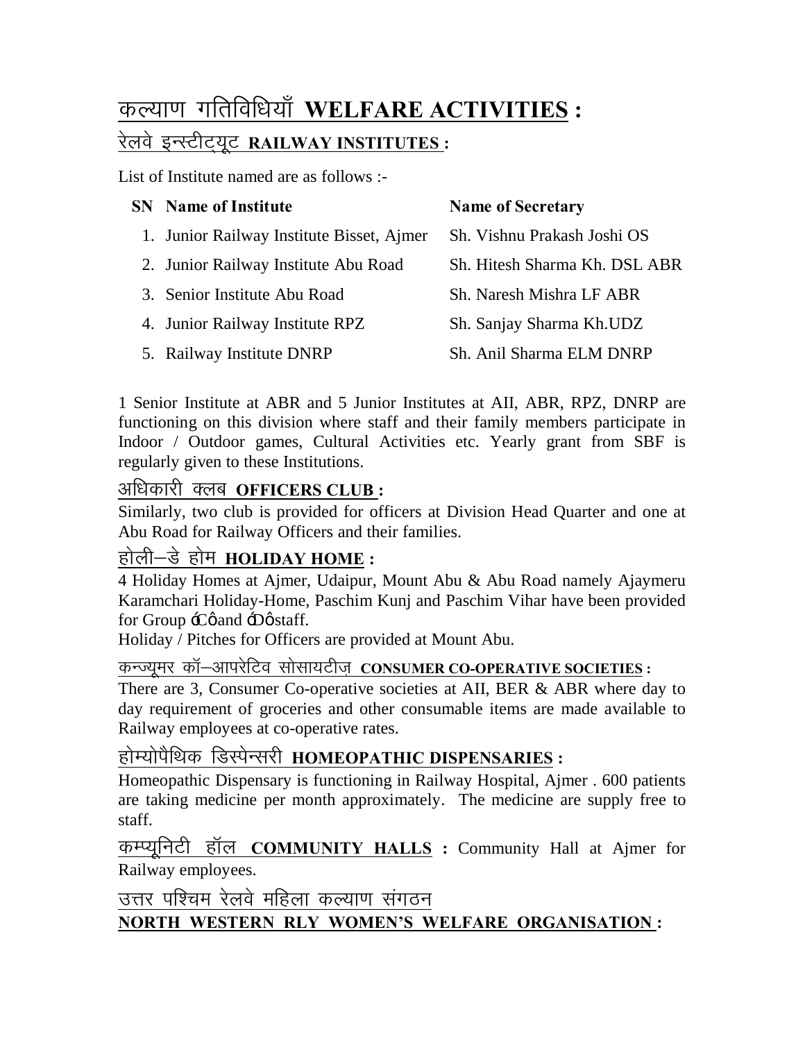# कल्याण गतिविधियाँ **WELFARE ACTIVITIES :**

## रेलवे इन्स्टीट्यूट **RAILWAY INSTITUTES :**

List of Institute named are as follows :-

| SN | Name of Institute | Name of Secretary |
|---|---|---|
| 1. | Junior Railway Institute Bisset, Ajmer | Sh. Vishnu Prakash Joshi OS |
| 2. | Junior Railway Institute Abu Road | Sh. Hitesh Sharma Kh. DSL ABR |
| 3. | Senior Institute Abu Road | Sh. Naresh Mishra LF ABR |
| 4. | Junior Railway Institute RPZ | Sh. Sanjay Sharma Kh.UDZ |
| 5. | Railway Institute DNRP | Sh. Anil Sharma ELM DNRP |

1 Senior Institute at ABR and 5 Junior Institutes at AII, ABR, RPZ, DNRP are functioning on this division where staff and their family members participate in Indoor / Outdoor games, Cultural Activities etc. Yearly grant from SBF is regularly given to these Institutions.

## अधिकारी क्लब **OFFICERS CLUB :**

Similarly, two club is provided for officers at Division Head Quarter and one at Abu Road for Railway Officers and their families.

## होली–डे होम **HOLIDAY HOME :**

4 Holiday Homes at Ajmer, Udaipur, Mount Abu & Abu Road namely Ajaymeru Karamchari Holiday-Home, Paschim Kunj and Paschim Vihar have been provided for Group ‘C’ and ‘D’ staff.

Holiday / Pitches for Officers are provided at Mount Abu.

## कन्ज्यूमर कॉ–आपरेटिव सोसायटीज़ **CONSUMER CO-OPERATIVE SOCIETIES :**

There are 3, Consumer Co-operative societies at AII, BER & ABR where day to day requirement of groceries and other consumable items are made available to Railway employees at co-operative rates.

## होम्योपैथिक डिस्पेन्सरी **HOMEOPATHIC DISPENSARIES :**

Homeopathic Dispensary is functioning in Railway Hospital, Ajmer . 600 patients are taking medicine per month approximately. The medicine are supply free to staff.

**कम्प्यूनिटी हॉल COMMUNITY HALLS :** Community Hall at Ajmer for Railway employees.

## उत्तर पश्चिम रेलवे महिला कल्याण संगठन **NORTH WESTERN RLY WOMEN’S WELFARE ORGANISATION :**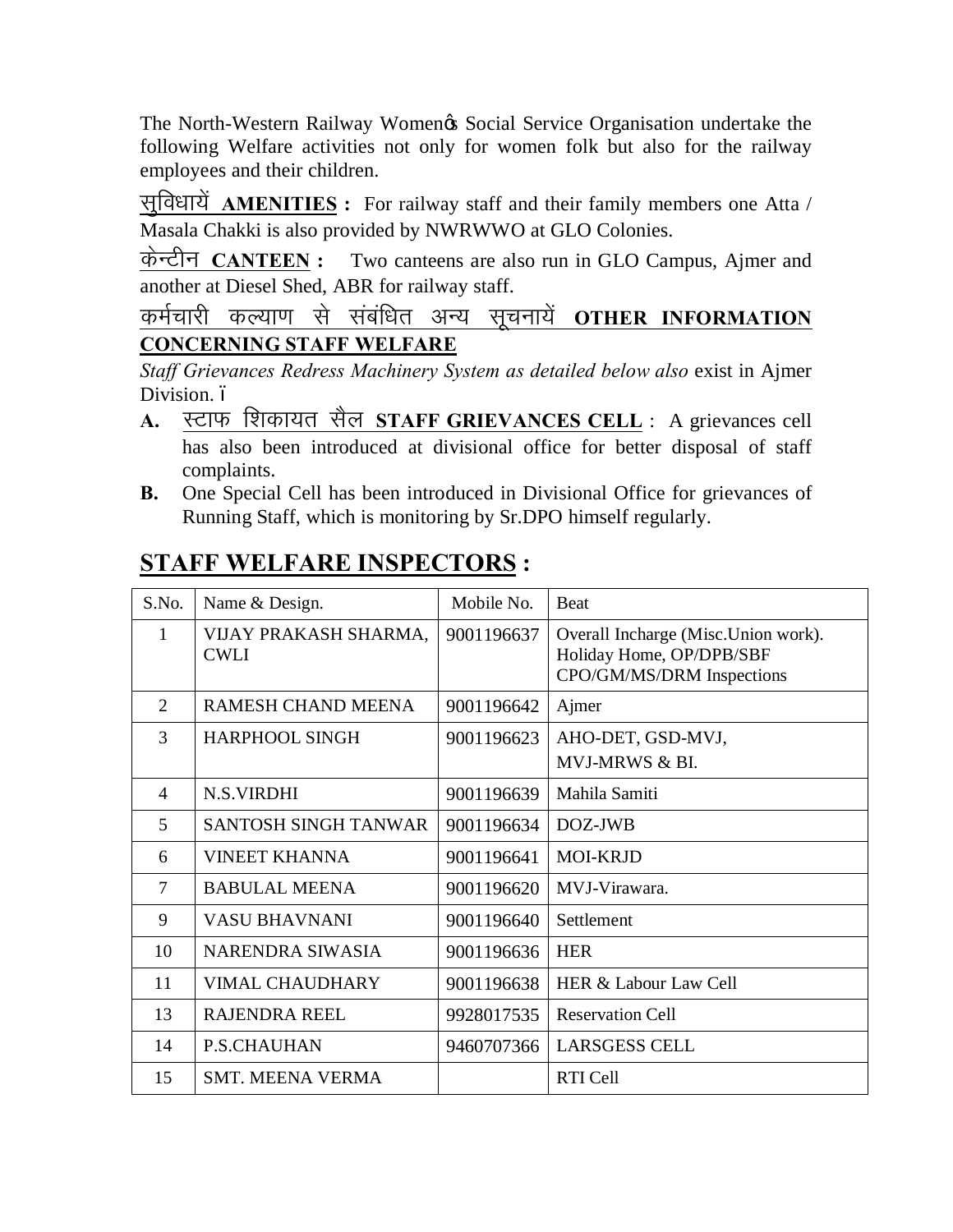The North-Western Railway Womenøs Social Service Organisation undertake the following Welfare activities not only for women folk but also for the railway employees and their children.

<u>सुविधायें</u> **<u>AMENITIES</u> :** For railway staff and their family members one Atta / Masala Chakki is also provided by NWRWWO at GLO Colonies.

<u>केन्टीन</u> **<u>CANTEEN</u> :** Two canteens are also run in GLO Campus, Ajmer and another at Diesel Shed, ABR for railway staff.

<u>कर्मचारी कल्याण से संबंधित अन्य सूचनायें</u> **<u>OTHER INFORMATION CONCERNING STAFF WELFARE</u>**

*Staff Grievances Redress Machinery System as detailed below also* exist in Ajmer Division. ó

**A.** <u>स्टाफ शिकायत सैल</u> **<u>STAFF GRIEVANCES CELL</u>** : A grievances cell has also been introduced at divisional office for better disposal of staff complaints.

**B.** One Special Cell has been introduced in Divisional Office for grievances of Running Staff, which is monitoring by Sr.DPO himself regularly.

## STAFF WELFARE INSPECTORS :

| S.No. | Name & Design. | Mobile No. | Beat |
|---|---|---|---|
| 1 | VIJAY PRAKASH SHARMA, CWLI | 9001196637 | Overall Incharge (Misc.Union work). Holiday Home, OP/DPB/SBF CPO/GM/MS/DRM Inspections |
| 2 | RAMESH CHAND MEENA | 9001196642 | Ajmer |
| 3 | HARPHOOL SINGH | 9001196623 | AHO-DET, GSD-MVJ, MVJ-MRWS & BI. |
| 4 | N.S.VIRDHI | 9001196639 | Mahila Samiti |
| 5 | SANTOSH SINGH TANWAR | 9001196634 | DOZ-JWB |
| 6 | VINEET KHANNA | 9001196641 | MOI-KRJD |
| 7 | BABULAL MEENA | 9001196620 | MVJ-Virawara. |
| 9 | VASU BHAVNANI | 9001196640 | Settlement |
| 10 | NARENDRA SIWASIA | 9001196636 | HER |
| 11 | VIMAL CHAUDHARY | 9001196638 | HER & Labour Law Cell |
| 13 | RAJENDRA REEL | 9928017535 | Reservation Cell |
| 14 | P.S.CHAUHAN | 9460707366 | LARSGESS CELL |
| 15 | SMT. MEENA VERMA | | RTI Cell |